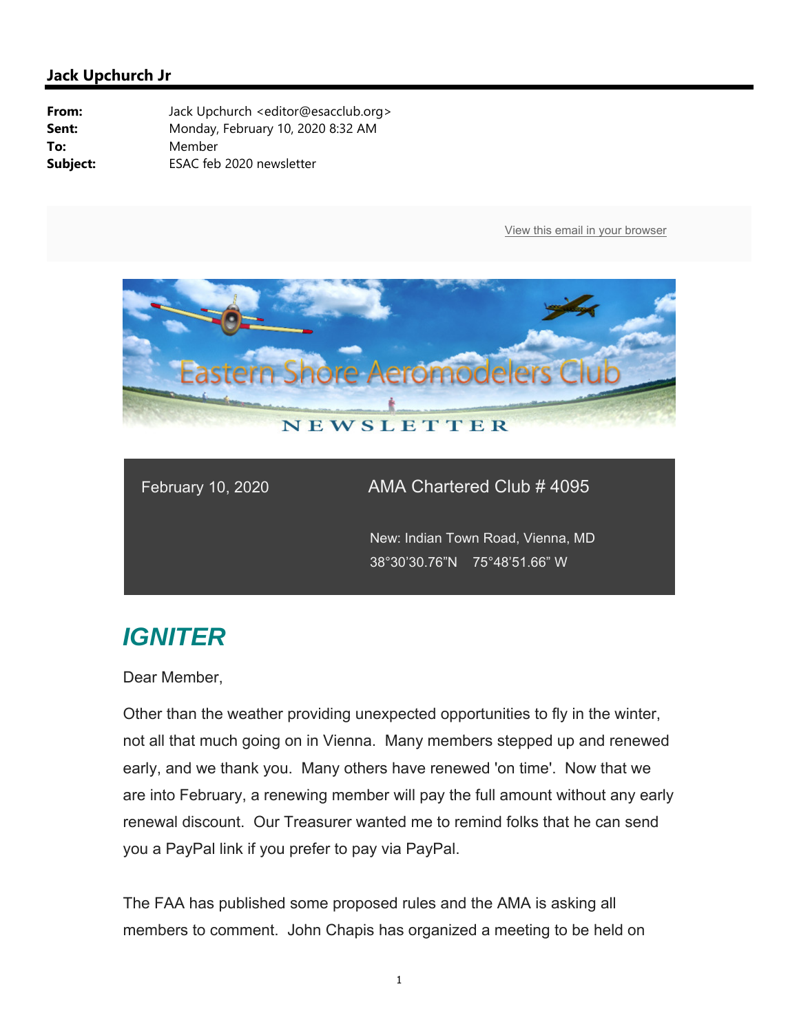**Jack Upchurch Jr**

**From:** Jack Upchurch <editor@esacclub.org>
**Sent:** Monday, February 10, 2020 8:32 AM
**To:** Member
**Subject:** ESAC feb 2020 newsletter

View this email in your browser

Eastern Shore Aeromodelers Club

NEWSLETTER

February 10, 2020

AMA Chartered Club # 4095

New: Indian Town Road, Vienna, MD
38°30'30.76"N 75°48'51.66" W

# *IGNITER*

Dear Member,

Other than the weather providing unexpected opportunities to fly in the winter, not all that much going on in Vienna. Many members stepped up and renewed early, and we thank you. Many others have renewed 'on time'. Now that we are into February, a renewing member will pay the full amount without any early renewal discount. Our Treasurer wanted me to remind folks that he can send you a PayPal link if you prefer to pay via PayPal.

The FAA has published some proposed rules and the AMA is asking all members to comment. John Chapis has organized a meeting to be held on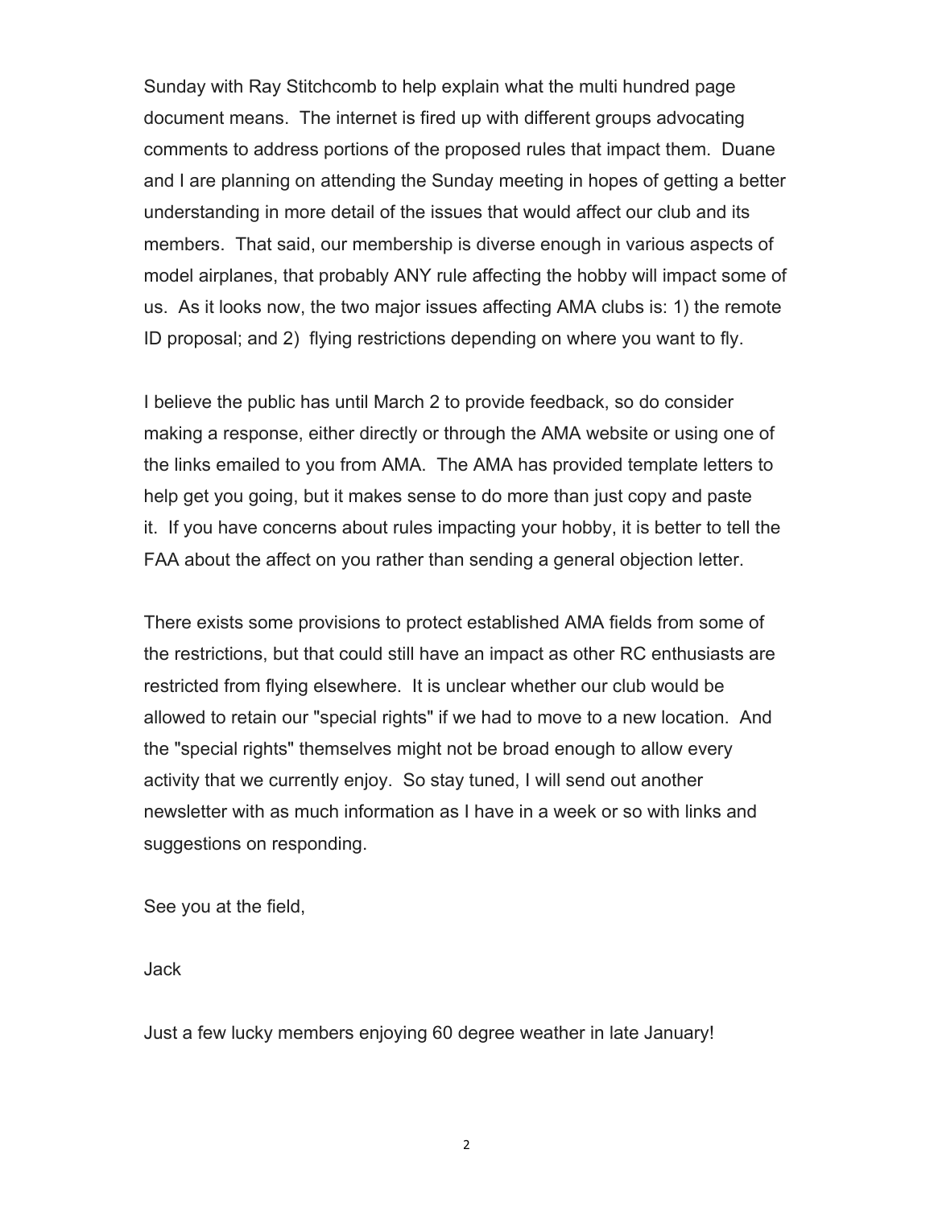Sunday with Ray Stitchcomb to help explain what the multi hundred page document means. The internet is fired up with different groups advocating comments to address portions of the proposed rules that impact them. Duane and I are planning on attending the Sunday meeting in hopes of getting a better understanding in more detail of the issues that would affect our club and its members. That said, our membership is diverse enough in various aspects of model airplanes, that probably ANY rule affecting the hobby will impact some of us. As it looks now, the two major issues affecting AMA clubs is: 1) the remote ID proposal; and 2) flying restrictions depending on where you want to fly.

I believe the public has until March 2 to provide feedback, so do consider making a response, either directly or through the AMA website or using one of the links emailed to you from AMA. The AMA has provided template letters to help get you going, but it makes sense to do more than just copy and paste it. If you have concerns about rules impacting your hobby, it is better to tell the FAA about the affect on you rather than sending a general objection letter.

There exists some provisions to protect established AMA fields from some of the restrictions, but that could still have an impact as other RC enthusiasts are restricted from flying elsewhere. It is unclear whether our club would be allowed to retain our "special rights" if we had to move to a new location. And the "special rights" themselves might not be broad enough to allow every activity that we currently enjoy. So stay tuned, I will send out another newsletter with as much information as I have in a week or so with links and suggestions on responding.

See you at the field,

Jack

Just a few lucky members enjoying 60 degree weather in late January!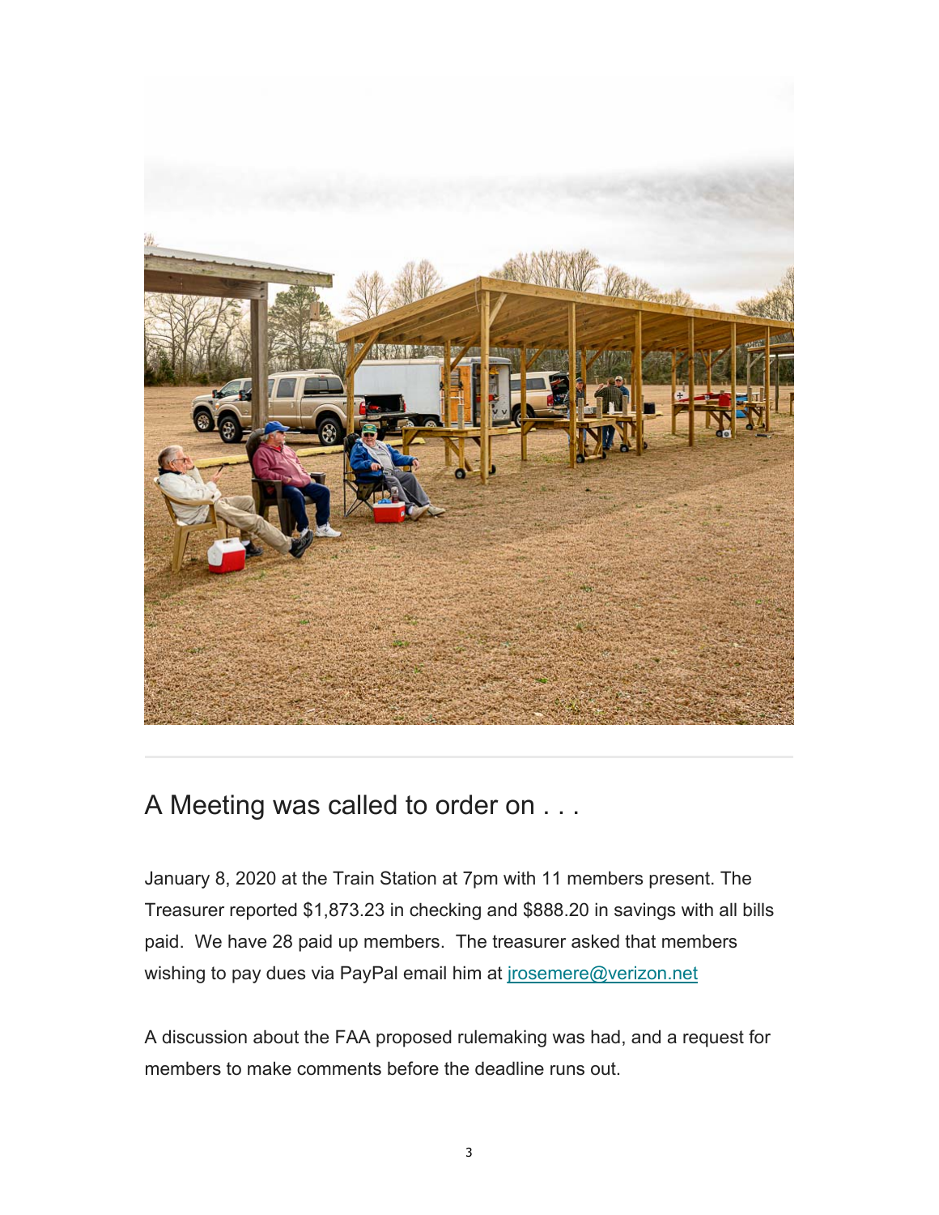## A Meeting was called to order on . . .

January 8, 2020 at the Train Station at 7pm with 11 members present. The Treasurer reported $1,873.23 in checking and $888.20 in savings with all bills paid. We have 28 paid up members. The treasurer asked that members wishing to pay dues via PayPal email him at [jrosemere@verizon.net](mailto:jrosemere@verizon.net)

A discussion about the FAA proposed rulemaking was had, and a request for members to make comments before the deadline runs out.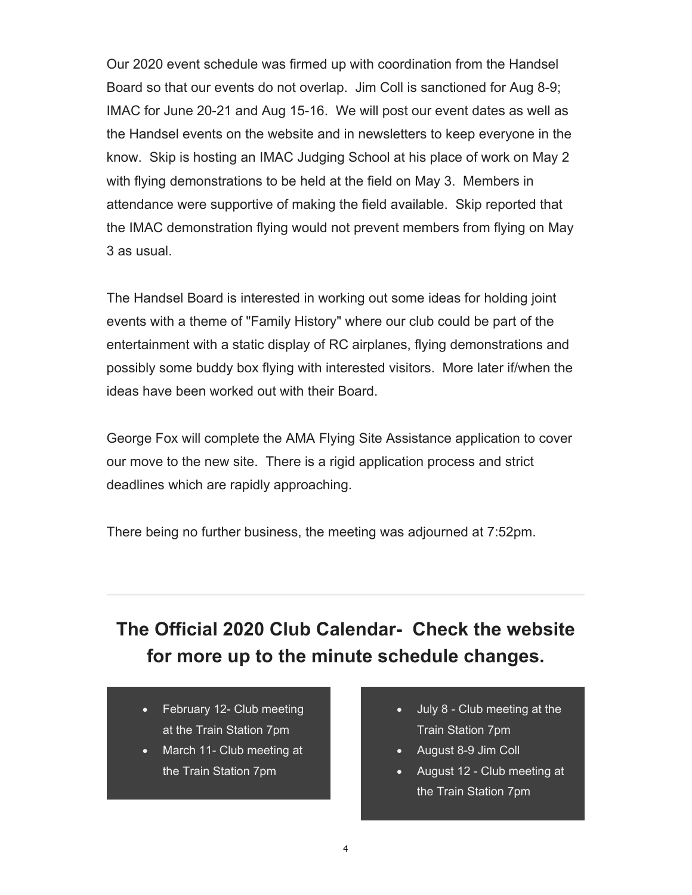Our 2020 event schedule was firmed up with coordination from the Handsel Board so that our events do not overlap. Jim Coll is sanctioned for Aug 8-9; IMAC for June 20-21 and Aug 15-16. We will post our event dates as well as the Handsel events on the website and in newsletters to keep everyone in the know. Skip is hosting an IMAC Judging School at his place of work on May 2 with flying demonstrations to be held at the field on May 3. Members in attendance were supportive of making the field available. Skip reported that the IMAC demonstration flying would not prevent members from flying on May 3 as usual.

The Handsel Board is interested in working out some ideas for holding joint events with a theme of "Family History" where our club could be part of the entertainment with a static display of RC airplanes, flying demonstrations and possibly some buddy box flying with interested visitors. More later if/when the ideas have been worked out with their Board.

George Fox will complete the AMA Flying Site Assistance application to cover our move to the new site. There is a rigid application process and strict deadlines which are rapidly approaching.

There being no further business, the meeting was adjourned at 7:52pm.

---

## The Official 2020 Club Calendar- Check the website for more up to the minute schedule changes.

- February 12- Club meeting at the Train Station 7pm
- March 11- Club meeting at the Train Station 7pm

- July 8 - Club meeting at the Train Station 7pm
- August 8-9 Jim Coll
- August 12 - Club meeting at the Train Station 7pm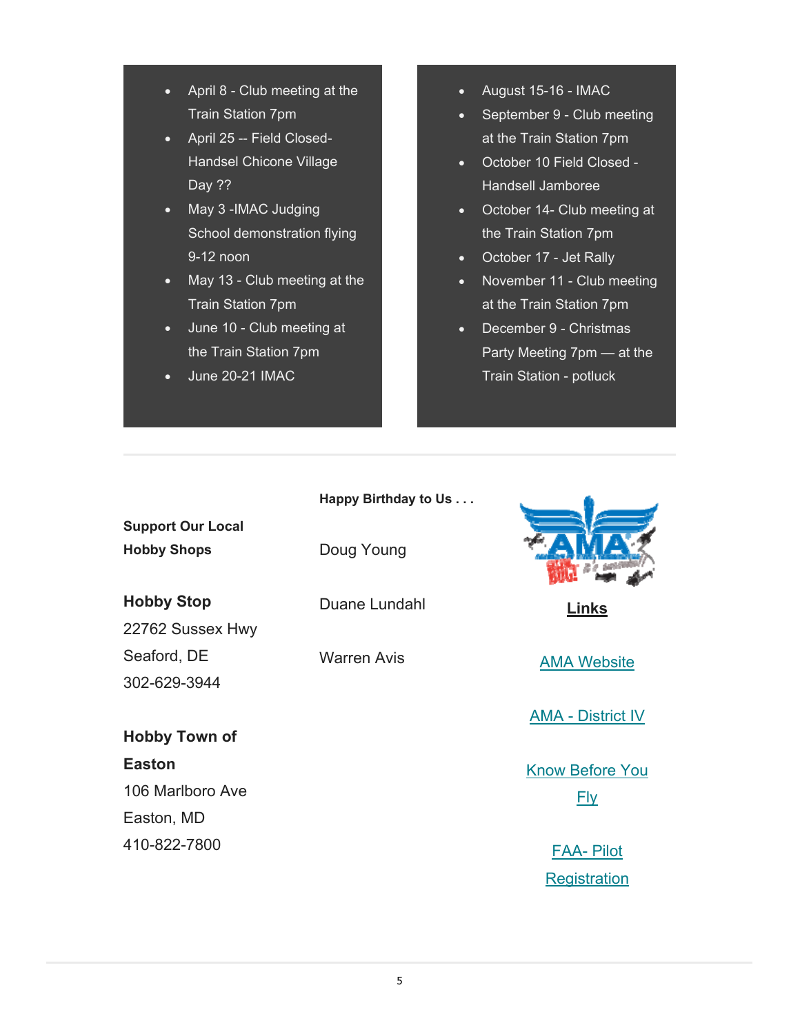- April 8 - Club meeting at the Train Station 7pm
- April 25 -- Field Closed- Handsel Chicone Village Day ??
- May 3 -IMAC Judging School demonstration flying 9-12 noon
- May 13 - Club meeting at the Train Station 7pm
- June 10 - Club meeting at the Train Station 7pm
- June 20-21 IMAC

- August 15-16 - IMAC
- September 9 - Club meeting at the Train Station 7pm
- October 10 Field Closed - Handsell Jamboree
- October 14- Club meeting at the Train Station 7pm
- October 17 - Jet Rally
- November 11 - Club meeting at the Train Station 7pm
- December 9 - Christmas Party Meeting 7pm — at the Train Station - potluck

---

**Support Our Local Hobby Shops**

**Hobby Stop**
22762 Sussex Hwy
Seaford, DE
302-629-3944

**Hobby Town of Easton**
106 Marlboro Ave
Easton, MD
410-822-7800

**Happy Birthday to Us . . .**

Doug Young

Duane Lundahl

Warren Avis

**Links**

AMA Website

AMA - District IV

Know Before You Fly

FAA- Pilot Registration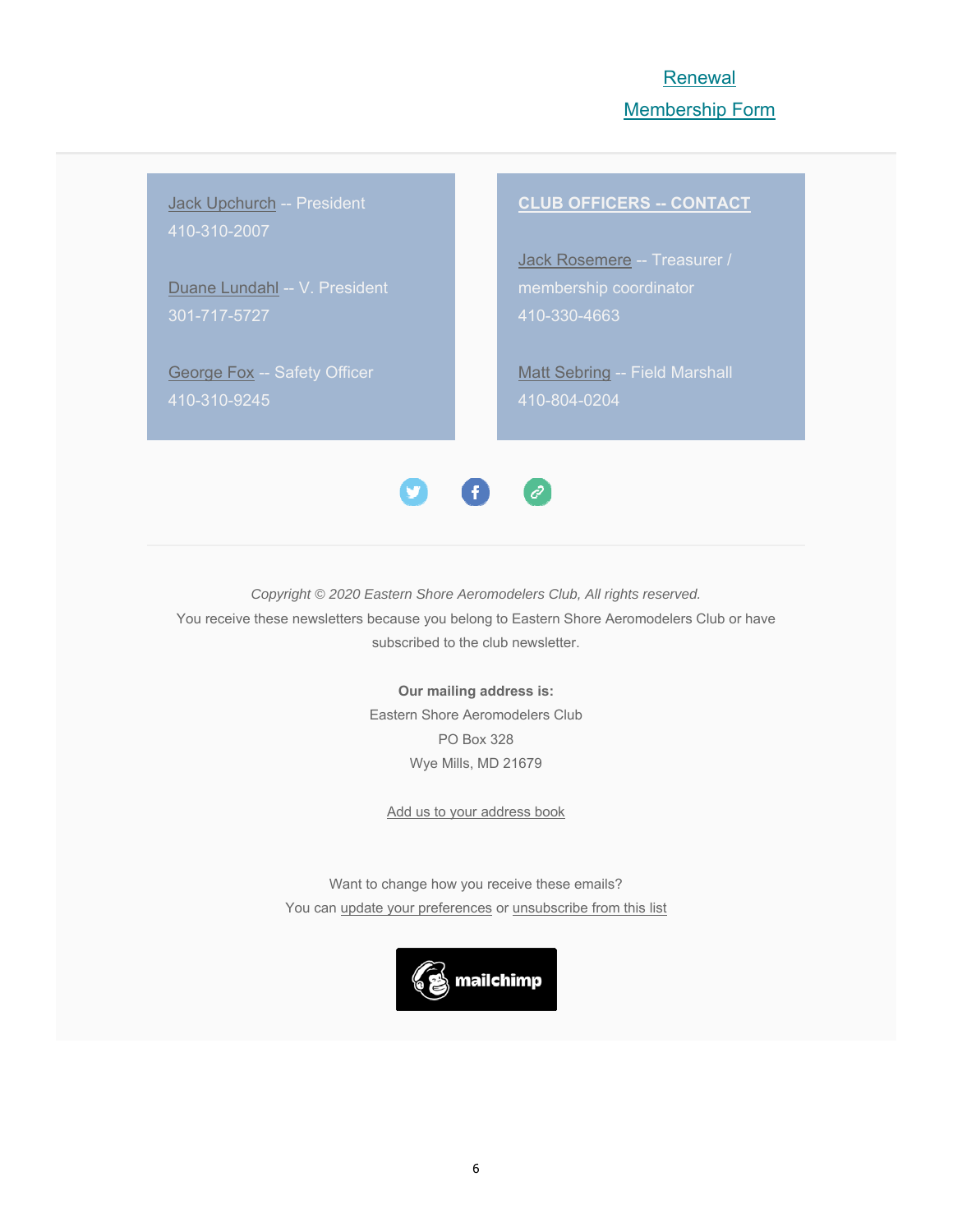Renewal

Membership Form

**CLUB OFFICERS -- CONTACT**

Jack Upchurch -- President
410-310-2007

Duane Lundahl -- V. President
301-717-5727

George Fox -- Safety Officer
410-310-9245

Jack Rosemere -- Treasurer / membership coordinator
410-330-4663

Matt Sebring -- Field Marshall
410-804-0204

*Copyright © 2020 Eastern Shore Aeromodelers Club, All rights reserved.*
You receive these newsletters because you belong to Eastern Shore Aeromodelers Club or have subscribed to the club newsletter.

**Our mailing address is:**
Eastern Shore Aeromodelers Club
PO Box 328
Wye Mills, MD 21679

Add us to your address book

Want to change how you receive these emails?
You can update your preferences or unsubscribe from this list

mailchimp